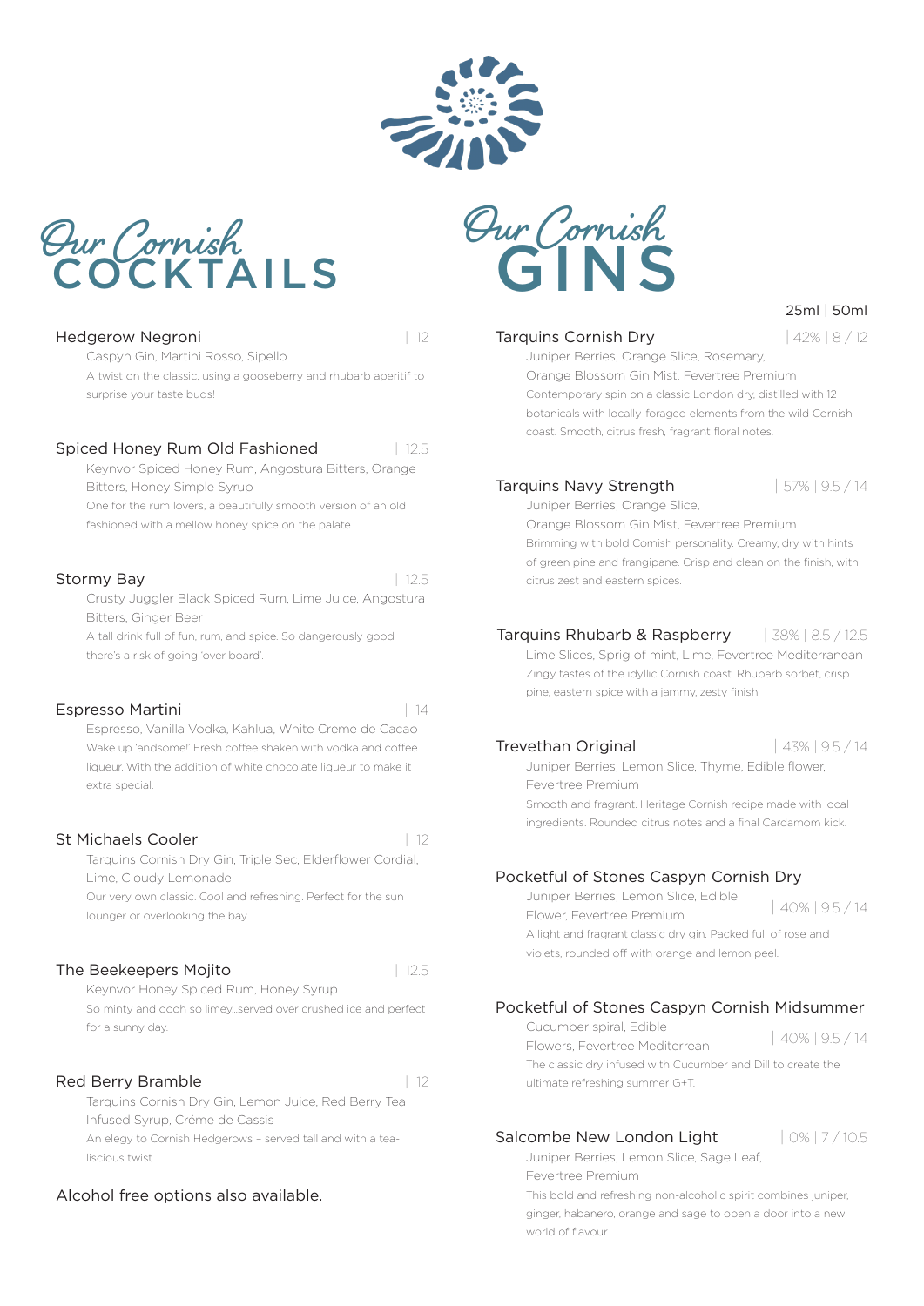# Our Cornish COCKTAILS

### Hedgerow Negroni | 12

Caspyn Gin, Martini Rosso, Sipello

A twist on the classic, using a gooseberry and rhubarb aperitif to surprise your taste buds!

### Spiced Honey Rum Old Fashioned | 12.5

Keynvor Spiced Honey Rum, Angostura Bitters, Orange Bitters, Honey Simple Syrup

One for the rum lovers, a beautifully smooth version of an old fashioned with a mellow honey spice on the palate.

### Stormy Bay | 12.5

Crusty Juggler Black Spiced Rum, Lime Juice, Angostura Bitters, Ginger Beer

A tall drink full of fun, rum, and spice. So dangerously good there's a risk of going 'over board'.

### Espresso Martini | 14

Espresso, Vanilla Vodka, Kahlua, White Creme de Cacao

Wake up 'andsome!' Fresh coffee shaken with vodka and coffee liqueur. With the addition of white chocolate liqueur to make it extra special.

### St Michaels Cooler | 12

Tarquins Cornish Dry Gin, Triple Sec, Elderflower Cordial, Lime, Cloudy Lemonade

Our very own classic. Cool and refreshing. Perfect for the sun lounger or overlooking the bay.

### The Beekeepers Mojito | 12.5

Keynvor Honey Spiced Rum, Honey Syrup

So minty and oooh so limey...served over crushed ice and perfect for a sunny day.

### Red Berry Bramble | 12

Tarquins Cornish Dry Gin, Lemon Juice, Red Berry Tea Infused Syrup, Créme de Cassis

An elegy to Cornish Hedgerows – served tall and with a tea-liscious twist.

Alcohol free options also available.

# Our Cornish GINS

25ml | 50ml

### Tarquins Cornish Dry | 42% | 8 / 12

Juniper Berries, Orange Slice, Rosemary, Orange Blossom Gin Mist, Fevertree Premium

Contemporary spin on a classic London dry, distilled with 12 botanicals with locally-foraged elements from the wild Cornish coast. Smooth, citrus fresh, fragrant floral notes.

### Tarquins Navy Strength | 57% | 9.5 / 14

Juniper Berries, Orange Slice, Orange Blossom Gin Mist, Fevertree Premium

Brimming with bold Cornish personality. Creamy, dry with hints of green pine and frangipane. Crisp and clean on the finish, with citrus zest and eastern spices.

### Tarquins Rhubarb & Raspberry | 38% | 8.5 / 12.5

Lime Slices, Sprig of mint, Lime, Fevertree Mediterranean

Zingy tastes of the idyllic Cornish coast. Rhubarb sorbet, crisp pine, eastern spice with a jammy, zesty finish.

### Trevethan Original | 43% | 9.5 / 14

Juniper Berries, Lemon Slice, Thyme, Edible flower, Fevertree Premium

Smooth and fragrant. Heritage Cornish recipe made with local ingredients. Rounded citrus notes and a final Cardamom kick.

### Pocketful of Stones Caspyn Cornish Dry | 40% | 9.5 / 14

Juniper Berries, Lemon Slice, Edible Flower, Fevertree Premium

A light and fragrant classic dry gin. Packed full of rose and violets, rounded off with orange and lemon peel.

### Pocketful of Stones Caspyn Cornish Midsummer | 40% | 9.5 / 14

Cucumber spiral, Edible Flowers, Fevertree Mediterrean

The classic dry infused with Cucumber and Dill to create the ultimate refreshing summer G+T.

### Salcombe New London Light | 0% | 7 / 10.5

Juniper Berries, Lemon Slice, Sage Leaf, Fevertree Premium

This bold and refreshing non-alcoholic spirit combines juniper, ginger, habanero, orange and sage to open a door into a new world of flavour.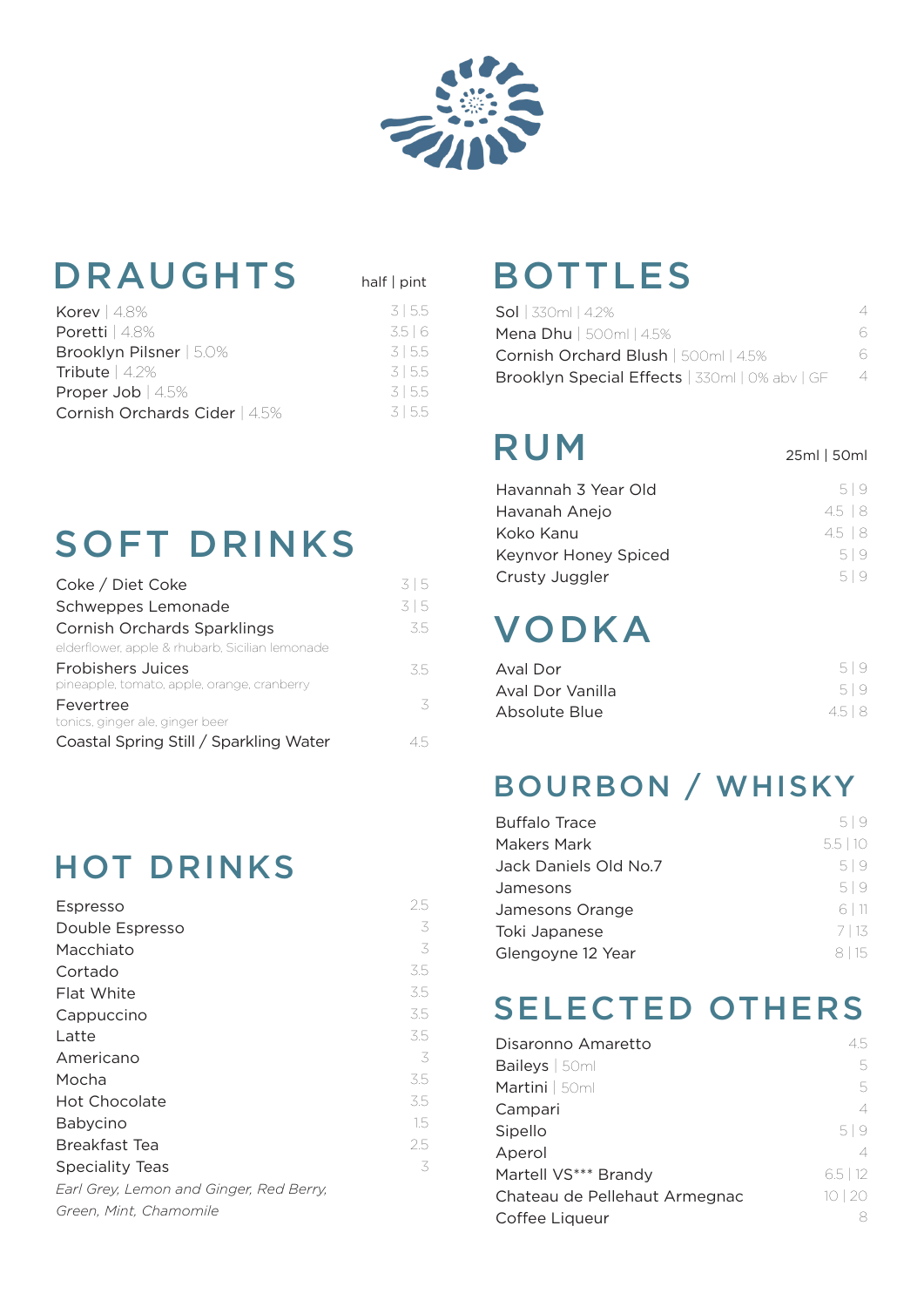## DRAUGHTS

| | half \| pint |
|---|---|
| Korev \| 4.8% | 3 \| 5.5 |
| Poretti \| 4.8% | 3.5 \| 6 |
| Brooklyn Pilsner \| 5.0% | 3 \| 5.5 |
| Tribute \| 4.2% | 3 \| 5.5 |
| Proper Job \| 4.5% | 3 \| 5.5 |
| Cornish Orchards Cider \| 4.5% | 3 \| 5.5 |

## SOFT DRINKS

| | |
|---|---|
| Coke / Diet Coke | 3 \| 5 |
| Schweppes Lemonade | 3 \| 5 |
| Cornish Orchards Sparklings<br>elderflower, apple & rhubarb, Sicilian lemonade | 3.5 |
| Frobishers Juices<br>pineapple, tomato, apple, orange, cranberry | 3.5 |
| Fevertree<br>tonics, ginger ale, ginger beer | 3 |
| Coastal Spring Still / Sparkling Water | 4.5 |

## HOT DRINKS

| | |
|---|---|
| Espresso | 2.5 |
| Double Espresso | 3 |
| Macchiato | 3 |
| Cortado | 3.5 |
| Flat White | 3.5 |
| Cappuccino | 3.5 |
| Latte | 3.5 |
| Americano | 3 |
| Mocha | 3.5 |
| Hot Chocolate | 3.5 |
| Babycino | 1.5 |
| Breakfast Tea | 2.5 |
| Speciality Teas | 3 |

*Earl Grey, Lemon and Ginger, Red Berry, Green, Mint, Chamomile*

## BOTTLES

| | |
|---|---|
| Sol \| 330ml \| 4.2% | 4 |
| Mena Dhu \| 500ml \| 4.5% | 6 |
| Cornish Orchard Blush \| 500ml \| 4.5% | 6 |
| Brooklyn Special Effects \| 330ml \| 0% abv \| GF | 4 |

## RUM

| | 25ml \| 50ml |
|---|---|
| Havannah 3 Year Old | 5 \| 9 |
| Havanah Anejo | 4.5 \| 8 |
| Koko Kanu | 4.5 \| 8 |
| Keynvor Honey Spiced | 5 \| 9 |
| Crusty Juggler | 5 \| 9 |

## VODKA

| | |
|---|---|
| Aval Dor | 5 \| 9 |
| Aval Dor Vanilla | 5 \| 9 |
| Absolute Blue | 4.5 \| 8 |

## BOURBON / WHISKY

| | |
|---|---|
| Buffalo Trace | 5 \| 9 |
| Makers Mark | 5.5 \| 10 |
| Jack Daniels Old No.7 | 5 \| 9 |
| Jamesons | 5 \| 9 |
| Jamesons Orange | 6 \| 11 |
| Toki Japanese | 7 \| 13 |
| Glengoyne 12 Year | 8 \| 15 |

## SELECTED OTHERS

| | |
|---|---|
| Disaronno Amaretto | 4.5 |
| Baileys \| 50ml | 5 |
| Martini \| 50ml | 5 |
| Campari | 4 |
| Sipello | 5 \| 9 |
| Aperol | 4 |
| Martell VS*** Brandy | 6.5 \| 12 |
| Chateau de Pellehaut Armegnac | 10 \| 20 |
| Coffee Liqueur | 8 |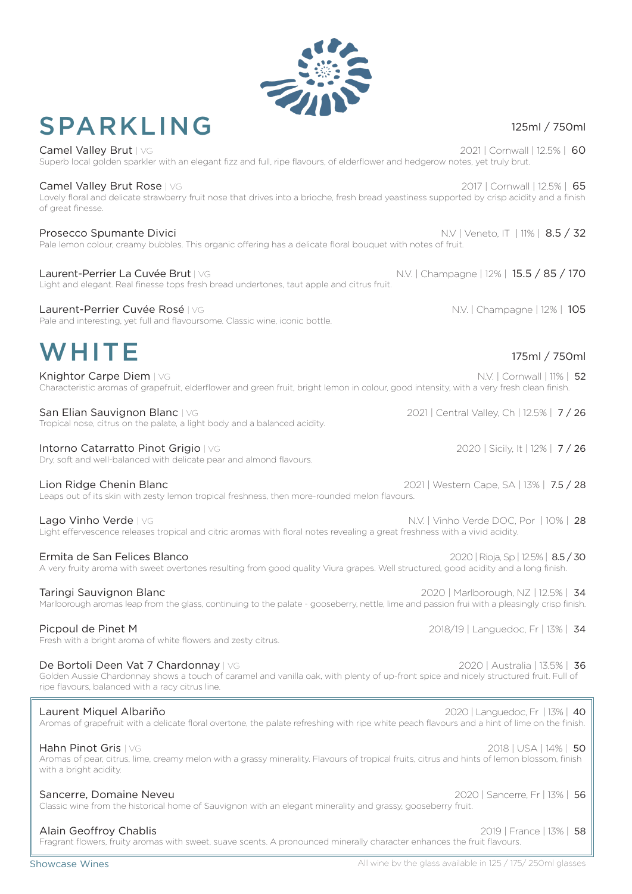# SPARKLING

125ml / 750ml

**Camel Valley Brut** | VG — 2021 | Cornwall | 12.5% | **60**
Superb local golden sparkler with an elegant fizz and full, ripe flavours, of elderflower and hedgerow notes, yet truly brut.

**Camel Valley Brut Rose** | VG — 2017 | Cornwall | 12.5% | **65**
Lovely floral and delicate strawberry fruit nose that drives into a brioche, fresh bread yeastiness supported by crisp acidity and a finish of great finesse.

**Prosecco Spumante Divici** — N.V | Veneto, IT | 11% | **8.5 / 32**
Pale lemon colour, creamy bubbles. This organic offering has a delicate floral bouquet with notes of fruit.

**Laurent-Perrier La Cuvée Brut** | VG — N.V. | Champagne | 12% | **15.5 / 85 / 170**
Light and elegant. Real finesse tops fresh bread undertones, taut apple and citrus fruit.

**Laurent-Perrier Cuvée Rosé** | VG — N.V. | Champagne | 12% | **105**
Pale and interesting, yet full and flavoursome. Classic wine, iconic bottle.

# WHITE

175ml / 750ml

**Knightor Carpe Diem** | VG — N.V. | Cornwall | 11% | **52**
Characteristic aromas of grapefruit, elderflower and green fruit, bright lemon in colour, good intensity, with a very fresh clean finish.

**San Elian Sauvignon Blanc** | VG — 2021 | Central Valley, Ch | 12.5% | **7 / 26**
Tropical nose, citrus on the palate, a light body and a balanced acidity.

**Intorno Catarratto Pinot Grigio** | VG — 2020 | Sicily, It | 12% | **7 / 26**
Dry, soft and well-balanced with delicate pear and almond flavours.

**Lion Ridge Chenin Blanc** — 2021 | Western Cape, SA | 13% | **7.5 / 28**
Leaps out of its skin with zesty lemon tropical freshness, then more-rounded melon flavours.

**Lago Vinho Verde** | VG — N.V. | Vinho Verde DOC, Por | 10% | **28**
Light effervescence releases tropical and citric aromas with floral notes revealing a great freshness with a vivid acidity.

**Ermita de San Felices Blanco** — 2020 | Rioja, Sp | 12.5% | **8.5 / 30**
A very fruity aroma with sweet overtones resulting from good quality Viura grapes. Well structured, good acidity and a long finish.

**Taringi Sauvignon Blanc** — 2020 | Marlborough, NZ | 12.5% | **34**
Marlborough aromas leap from the glass, continuing to the palate - gooseberry, nettle, lime and passion frui with a pleasingly crisp finish.

**Picpoul de Pinet M** — 2018/19 | Languedoc, Fr | 13% | **34**
Fresh with a bright aroma of white flowers and zesty citrus.

**De Bortoli Deen Vat 7 Chardonnay** | VG — 2020 | Australia | 13.5% | **36**
Golden Aussie Chardonnay shows a touch of caramel and vanilla oak, with plenty of up-front spice and nicely structured fruit. Full of ripe flavours, balanced with a racy citrus line.

**Laurent Miquel Albariño** — 2020 | Languedoc, Fr | 13% | **40**
Aromas of grapefruit with a delicate floral overtone, the palate refreshing with ripe white peach flavours and a hint of lime on the finish.

**Hahn Pinot Gris** | VG — 2018 | USA | 14% | **50**
Aromas of pear, citrus, lime, creamy melon with a grassy minerality. Flavours of tropical fruits, citrus and hints of lemon blossom, finish with a bright acidity.

**Sancerre, Domaine Neveu** — 2020 | Sancerre, Fr | 13% | **56**
Classic wine from the historical home of Sauvignon with an elegant minerality and grassy, gooseberry fruit.

**Alain Geoffroy Chablis** — 2019 | France | 13% | **58**
Fragrant flowers, fruity aromas with sweet, suave scents. A pronounced minerally character enhances the fruit flavours.

Showcase Wines

All wine by the glass available in 125 / 175/ 250ml glasses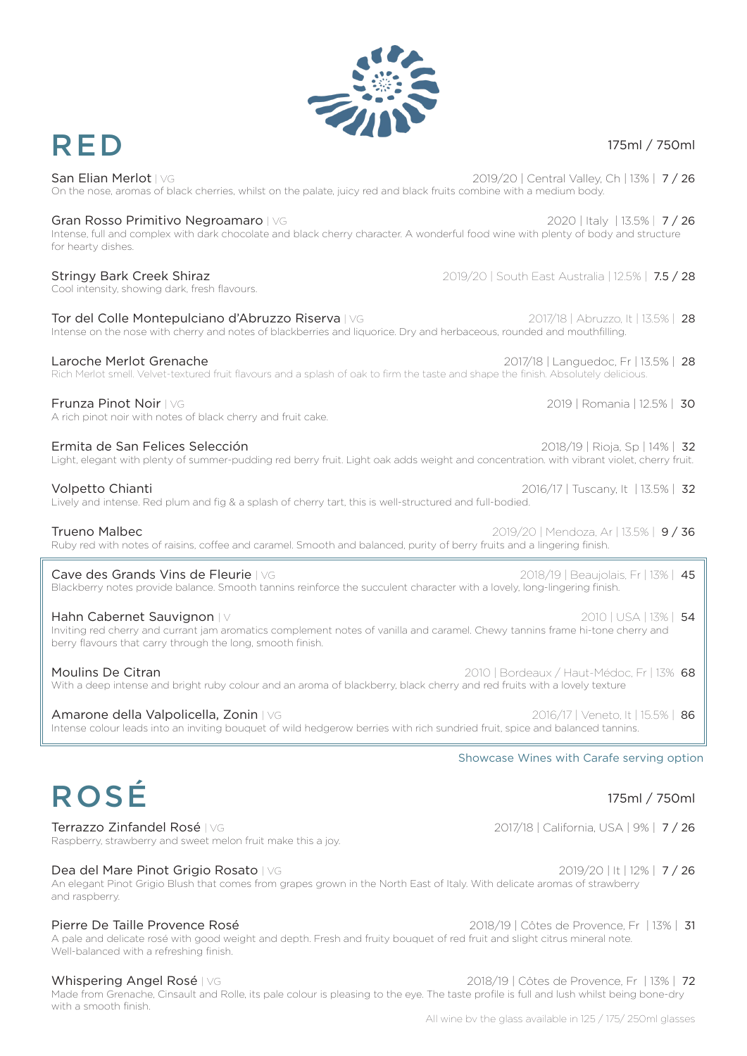# RED

175ml / 750ml

**San Elian Merlot** | VG — 2019/20 | Central Valley, Ch | 13% | **7 / 26**
On the nose, aromas of black cherries, whilst on the palate, juicy red and black fruits combine with a medium body.

**Gran Rosso Primitivo Negroamaro** | VG — 2020 | Italy | 13.5% | **7 / 26**
Intense, full and complex with dark chocolate and black cherry character. A wonderful food wine with plenty of body and structure for hearty dishes.

**Stringy Bark Creek Shiraz** — 2019/20 | South East Australia | 12.5% | **7.5 / 28**
Cool intensity, showing dark, fresh flavours.

**Tor del Colle Montepulciano d'Abruzzo Riserva** | VG — 2017/18 | Abruzzo, It | 13.5% | **28**
Intense on the nose with cherry and notes of blackberries and liquorice. Dry and herbaceous, rounded and mouthfilling.

**Laroche Merlot Grenache** — 2017/18 | Languedoc, Fr | 13.5% | **28**
Rich Merlot smell. Velvet-textured fruit flavours and a splash of oak to firm the taste and shape the finish. Absolutely delicious.

**Frunza Pinot Noir** | VG — 2019 | Romania | 12.5% | **30**
A rich pinot noir with notes of black cherry and fruit cake.

**Ermita de San Felices Selección** — 2018/19 | Rioja, Sp | 14% | **32**
Light, elegant with plenty of summer-pudding red berry fruit. Light oak adds weight and concentration. with vibrant violet, cherry fruit.

**Volpetto Chianti** — 2016/17 | Tuscany, It | 13.5% | **32**
Lively and intense. Red plum and fig & a splash of cherry tart, this is well-structured and full-bodied.

**Trueno Malbec** — 2019/20 | Mendoza, Ar | 13.5% | **9 / 36**
Ruby red with notes of raisins, coffee and caramel. Smooth and balanced, purity of berry fruits and a lingering finish.

**Cave des Grands Vins de Fleurie** | VG — 2018/19 | Beaujolais, Fr | 13% | **45**
Blackberry notes provide balance. Smooth tannins reinforce the succulent character with a lovely, long-lingering finish.

**Hahn Cabernet Sauvignon** | V — 2010 | USA | 13% | **54**
Inviting red cherry and currant jam aromatics complement notes of vanilla and caramel. Chewy tannins frame hi-tone cherry and berry flavours that carry through the long, smooth finish.

**Moulins De Citran** — 2010 | Bordeaux / Haut-Médoc, Fr | 13% | **68**
With a deep intense and bright ruby colour and an aroma of blackberry, black cherry and red fruits with a lovely texture

**Amarone della Valpolicella, Zonin** | VG — 2016/17 | Veneto, It | 15.5% | **86**
Intense colour leads into an inviting bouquet of wild hedgerow berries with rich sundried fruit, spice and balanced tannins.

Showcase Wines with Carafe serving option

# ROSÉ

175ml / 750ml

**Terrazzo Zinfandel Rosé** | VG — 2017/18 | California, USA | 9% | **7 / 26**
Raspberry, strawberry and sweet melon fruit make this a joy.

**Dea del Mare Pinot Grigio Rosato** | VG — 2019/20 | It | 12% | **7 / 26**
An elegant Pinot Grigio Blush that comes from grapes grown in the North East of Italy. With delicate aromas of strawberry and raspberry.

**Pierre De Taille Provence Rosé** — 2018/19 | Côtes de Provence, Fr | 13% | **31**
A pale and delicate rosé with good weight and depth. Fresh and fruity bouquet of red fruit and slight citrus mineral note. Well-balanced with a refreshing finish.

**Whispering Angel Rosé** | VG — 2018/19 | Côtes de Provence, Fr | 13% | **72**
Made from Grenache, Cinsault and Rolle, its pale colour is pleasing to the eye. The taste profile is full and lush whilst being bone-dry with a smooth finish.

All wine by the glass available in 125 / 175/ 250ml glasses